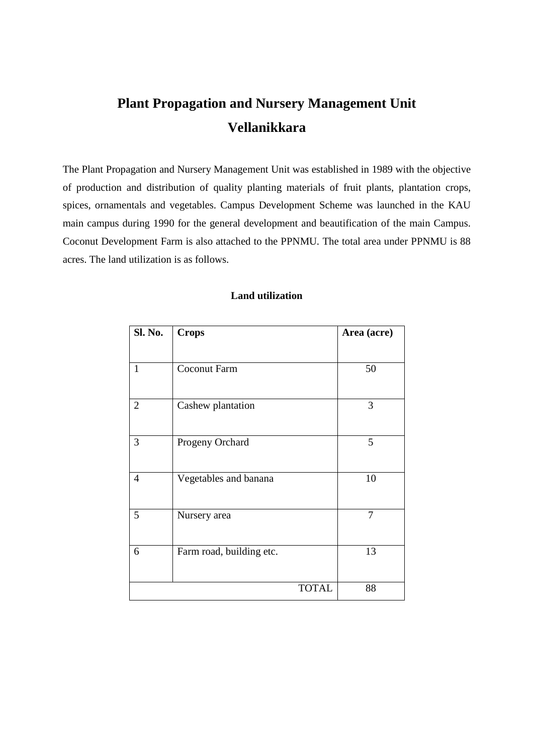# Plant Propagation and Nursery Management Unit Vellanikkara

The Plant Propagation and Nursery Management Unit was established in 1989 with the objective of production and distribution of quality planting materials of fruit plants, plantation crops, spices, ornamentals and vegetables. Campus Development Scheme was launched in the KAU main campus during 1990 for the general development and beautification of the main Campus. Coconut Development Farm is also attached to the PPNMU. The total area under PPNMU is 88 acres. The land utilization is as follows.

**Land utilization**

| Sl. No. | Crops | Area (acre) |
|---|---|---|
| 1 | Coconut Farm | 50 |
| 2 | Cashew plantation | 3 |
| 3 | Progeny Orchard | 5 |
| 4 | Vegetables and banana | 10 |
| 5 | Nursery area | 7 |
| 6 | Farm road, building etc. | 13 |
| | TOTAL | 88 |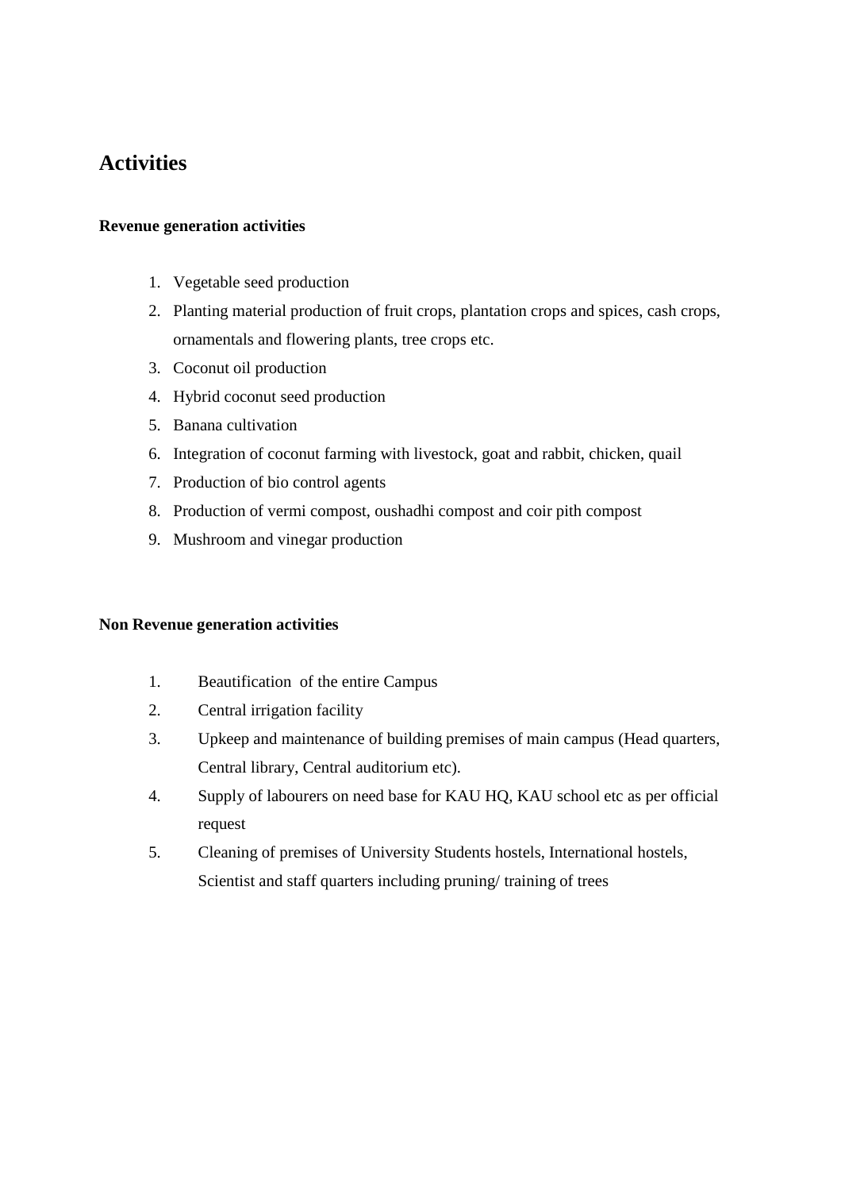## Activities

**Revenue generation activities**

1. Vegetable seed production
2. Planting material production of fruit crops, plantation crops and spices, cash crops, ornamentals and flowering plants, tree crops etc.
3. Coconut oil production
4. Hybrid coconut seed production
5. Banana cultivation
6. Integration of coconut farming with livestock, goat and rabbit, chicken, quail
7. Production of bio control agents
8. Production of vermi compost, oushadhi compost and coir pith compost
9. Mushroom and vinegar production

**Non Revenue generation activities**

1. Beautification of the entire Campus
2. Central irrigation facility
3. Upkeep and maintenance of building premises of main campus (Head quarters, Central library, Central auditorium etc).
4. Supply of labourers on need base for KAU HQ, KAU school etc as per official request
5. Cleaning of premises of University Students hostels, International hostels, Scientist and staff quarters including pruning/ training of trees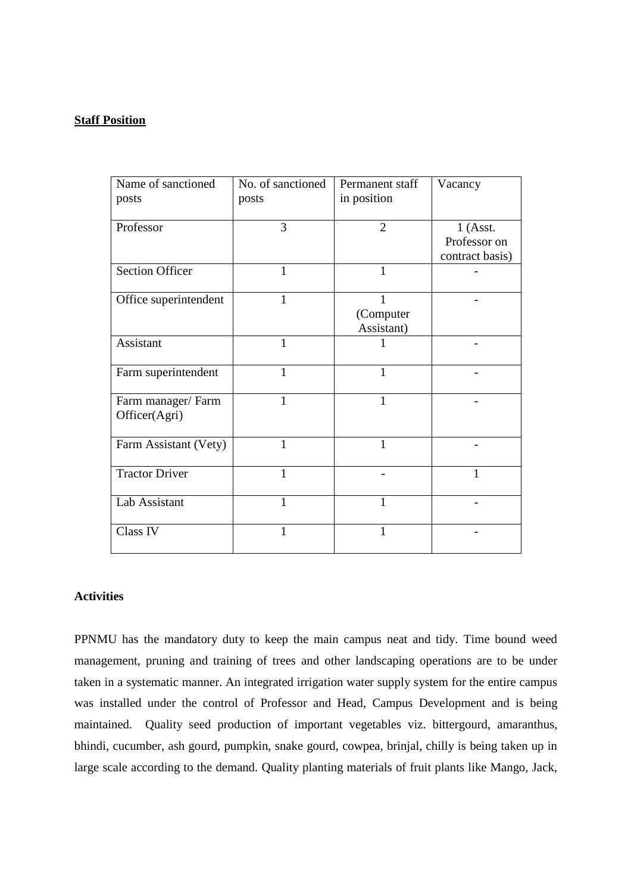**Staff Position**

| Name of sanctioned posts | No. of sanctioned posts | Permanent staff in position | Vacancy |
|---|---|---|---|
| Professor | 3 | 2 | 1 (Asst. Professor on contract basis) |
| Section Officer | 1 | 1 | - |
| Office superintendent | 1 | 1 (Computer Assistant) | - |
| Assistant | 1 | 1 | - |
| Farm superintendent | 1 | 1 | - |
| Farm manager/ Farm Officer(Agri) | 1 | 1 | - |
| Farm Assistant (Vety) | 1 | 1 | - |
| Tractor Driver | 1 | - | 1 |
| Lab Assistant | 1 | 1 | - |
| Class IV | 1 | 1 | - |

**Activities**

PPNMU has the mandatory duty to keep the main campus neat and tidy. Time bound weed management, pruning and training of trees and other landscaping operations are to be under taken in a systematic manner. An integrated irrigation water supply system for the entire campus was installed under the control of Professor and Head, Campus Development and is being maintained. Quality seed production of important vegetables viz. bittergourd, amaranthus, bhindi, cucumber, ash gourd, pumpkin, snake gourd, cowpea, brinjal, chilly is being taken up in large scale according to the demand. Quality planting materials of fruit plants like Mango, Jack,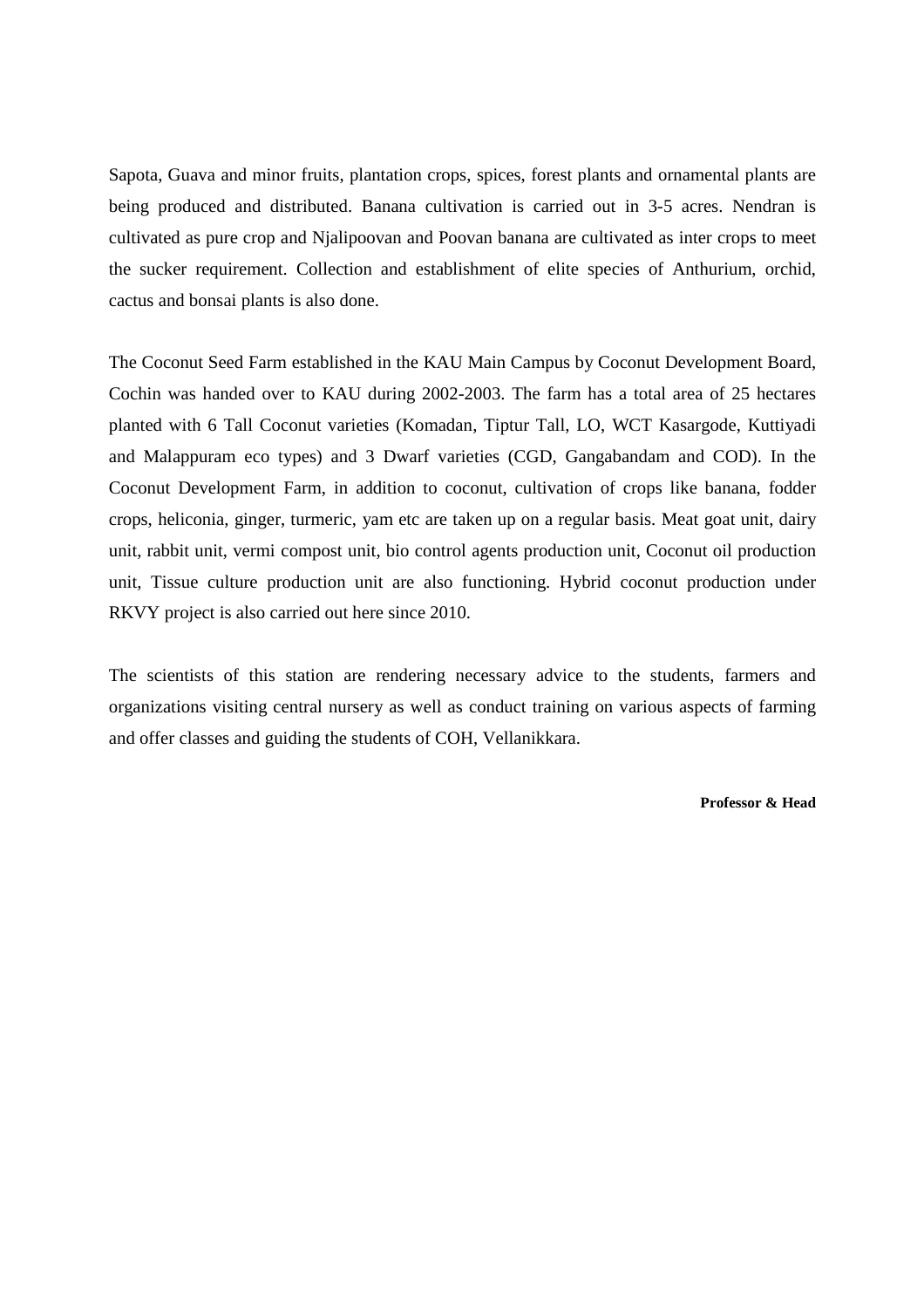Sapota, Guava and minor fruits, plantation crops, spices, forest plants and ornamental plants are being produced and distributed. Banana cultivation is carried out in 3-5 acres. Nendran is cultivated as pure crop and Njalipoovan and Poovan banana are cultivated as inter crops to meet the sucker requirement. Collection and establishment of elite species of Anthurium, orchid, cactus and bonsai plants is also done.

The Coconut Seed Farm established in the KAU Main Campus by Coconut Development Board, Cochin was handed over to KAU during 2002-2003. The farm has a total area of 25 hectares planted with 6 Tall Coconut varieties (Komadan, Tiptur Tall, LO, WCT Kasargode, Kuttiyadi and Malappuram eco types) and 3 Dwarf varieties (CGD, Gangabandam and COD). In the Coconut Development Farm, in addition to coconut, cultivation of crops like banana, fodder crops, heliconia, ginger, turmeric, yam etc are taken up on a regular basis. Meat goat unit, dairy unit, rabbit unit, vermi compost unit, bio control agents production unit, Coconut oil production unit, Tissue culture production unit are also functioning. Hybrid coconut production under RKVY project is also carried out here since 2010.

The scientists of this station are rendering necessary advice to the students, farmers and organizations visiting central nursery as well as conduct training on various aspects of farming and offer classes and guiding the students of COH, Vellanikkara.

**Professor & Head**